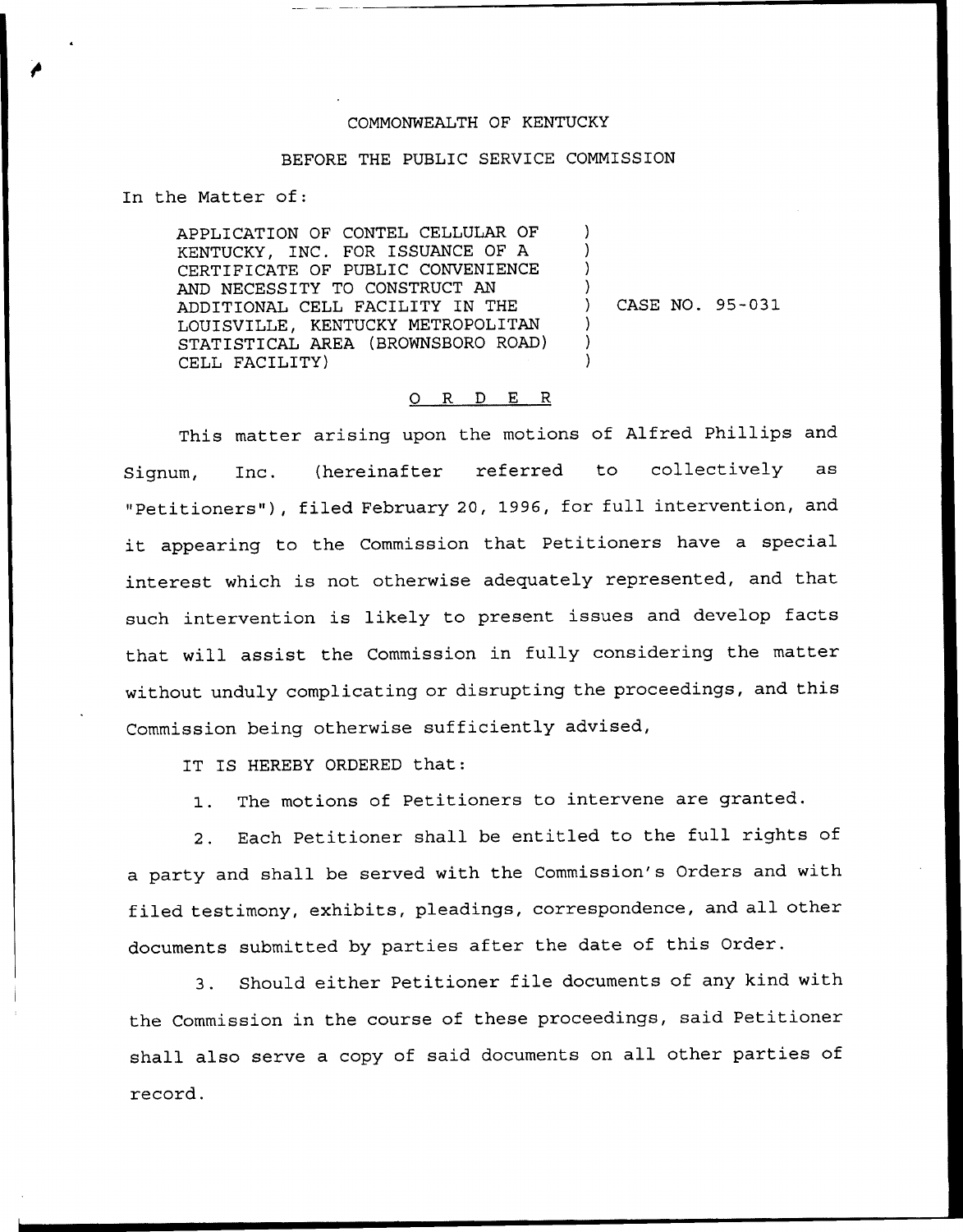COMMONWEALTH OF KENTUCKY

BEFORE THE PUBLIC SERVICE COMMISSION

In the Matter of:

APPLICATION OF CONTEL CELLULAR OF KENTUCKY, INC. FOR ISSUANCE OF A CERTIFICATE OF PUBLIC CONVENIENCE AND NECESSITY TO CONSTRUCT AN ADDITIONAL CELL FACILITY IN THE LOUISVILLE, KENTUCKY METROPOLITAN STATISTICAL AREA (BROWNSBORO ROAD) CELL FACILITY) ) CASE NO. 95-031

O R D E R

This matter arising upon the motions of Alfred Phillips and Signum, Inc. (hereinafter referred to collectively as "Petitioners"), filed February 20, 1996, for full intervention, and it appearing to the Commission that Petitioners have a special interest which is not otherwise adequately represented, and that such intervention is likely to present issues and develop facts that will assist the Commission in fully considering the matter without unduly complicating or disrupting the proceedings, and this Commission being otherwise sufficiently advised,

IT IS HEREBY ORDERED that:

1. The motions of Petitioners to intervene are granted.

2. Each Petitioner shall be entitled to the full rights of a party and shall be served with the Commission's Orders and with filed testimony, exhibits, pleadings, correspondence, and all other documents submitted by parties after the date of this Order.

3. Should either Petitioner file documents of any kind with the Commission in the course of these proceedings, said Petitioner shall also serve a copy of said documents on all other parties of record.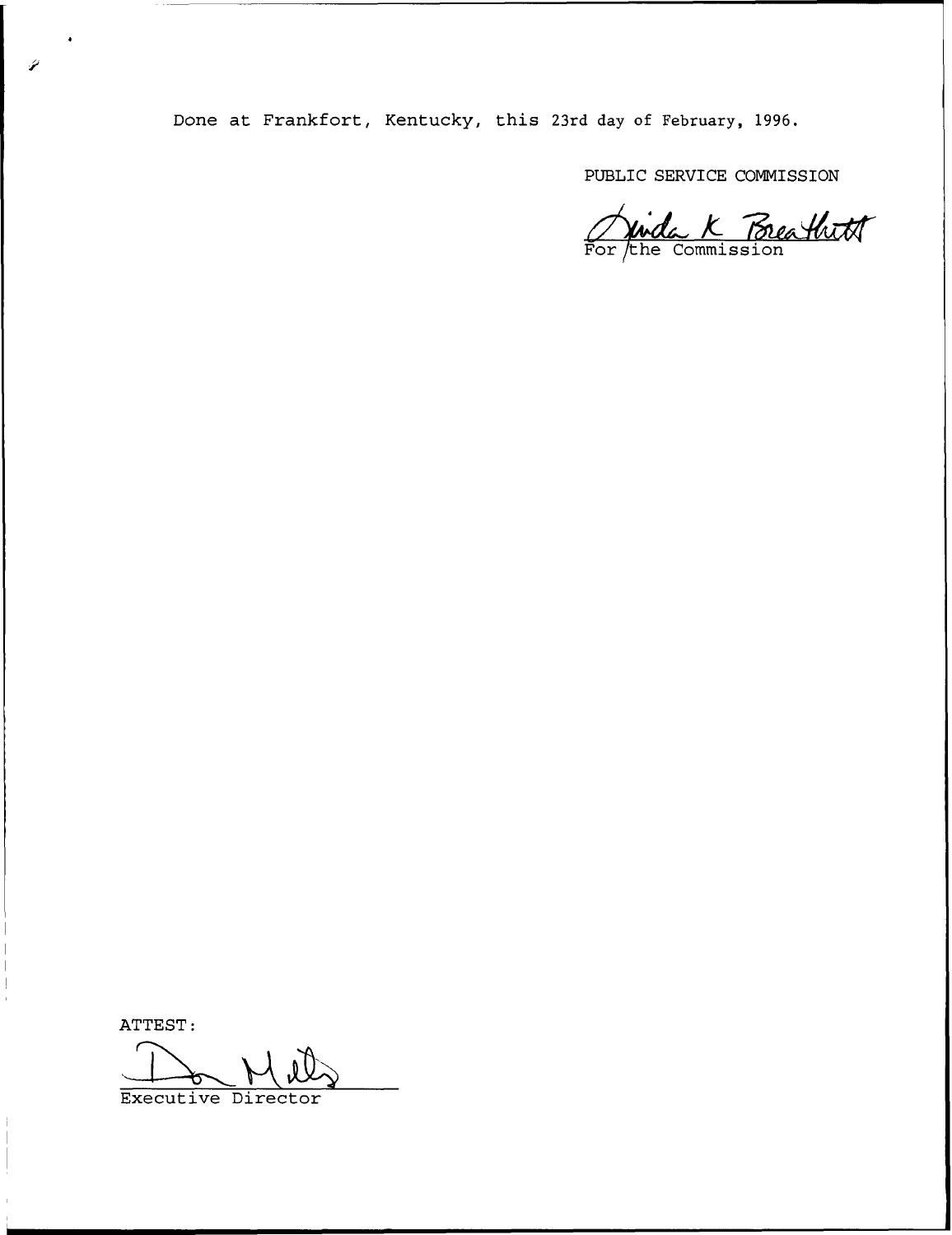Done at Frankfort, Kentucky, this 23rd day of February, 1996.

PUBLIC SERVICE COMMISSION

For the Commission

ATTEST:

Executive Director